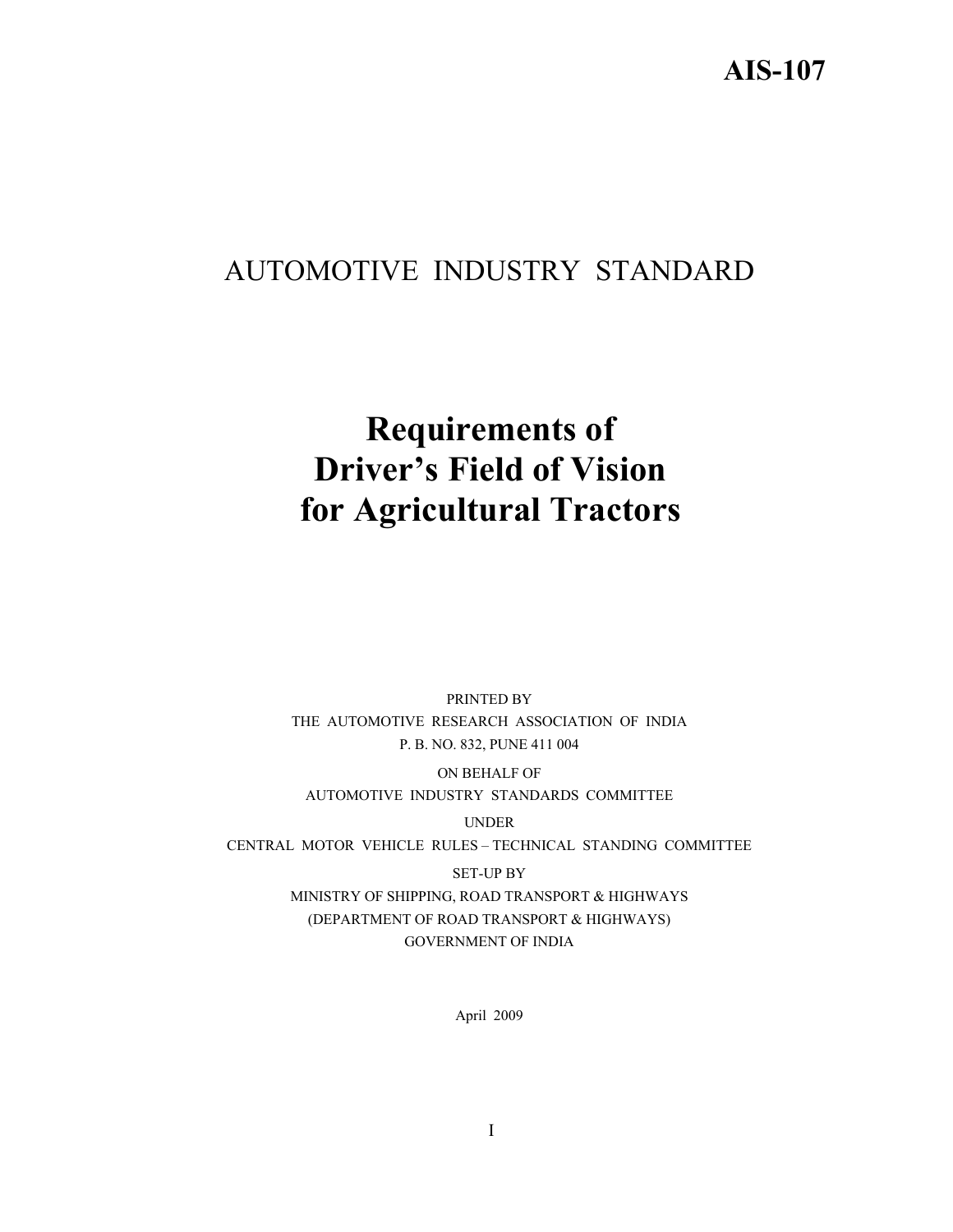**AIS-107**

# AUTOMOTIVE INDUSTRY STANDARD

# Requirements of Driver's Field of Vision for Agricultural Tractors

PRINTED BY
THE AUTOMOTIVE RESEARCH ASSOCIATION OF INDIA
P. B. NO. 832, PUNE 411 004

ON BEHALF OF
AUTOMOTIVE INDUSTRY STANDARDS COMMITTEE

UNDER
CENTRAL MOTOR VEHICLE RULES – TECHNICAL STANDING COMMITTEE

SET-UP BY
MINISTRY OF SHIPPING, ROAD TRANSPORT & HIGHWAYS
(DEPARTMENT OF ROAD TRANSPORT & HIGHWAYS)
GOVERNMENT OF INDIA

April 2009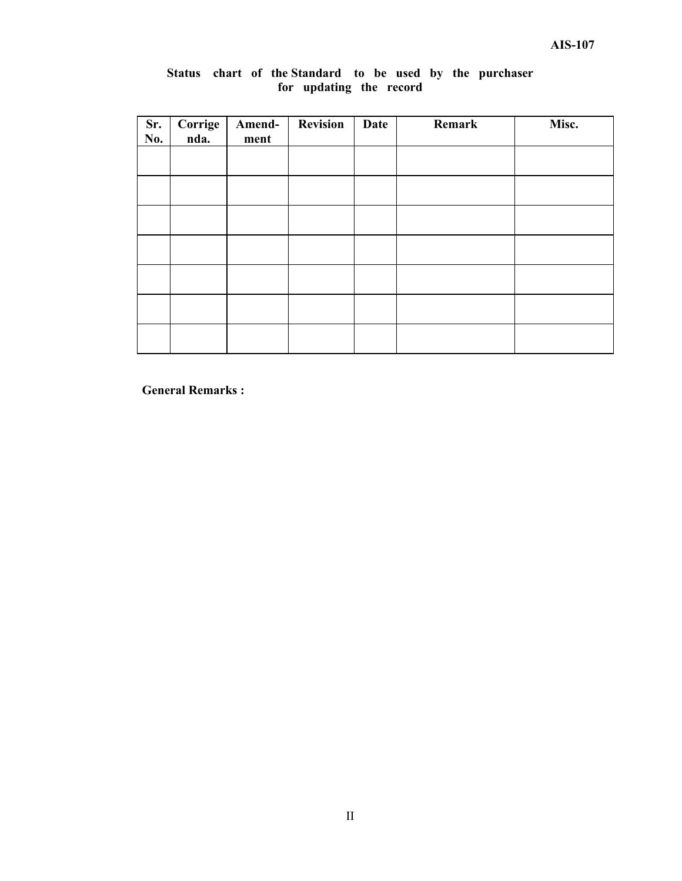**Status chart of the Standard to be used by the purchaser for updating the record**

| Sr. No. | Corrigenda. | Amendment | Revision | Date | Remark | Misc. |
|---|---|---|---|---|---|---|
| | | | | | | |
| | | | | | | |
| | | | | | | |
| | | | | | | |
| | | | | | | |
| | | | | | | |
| | | | | | | |

**General Remarks :**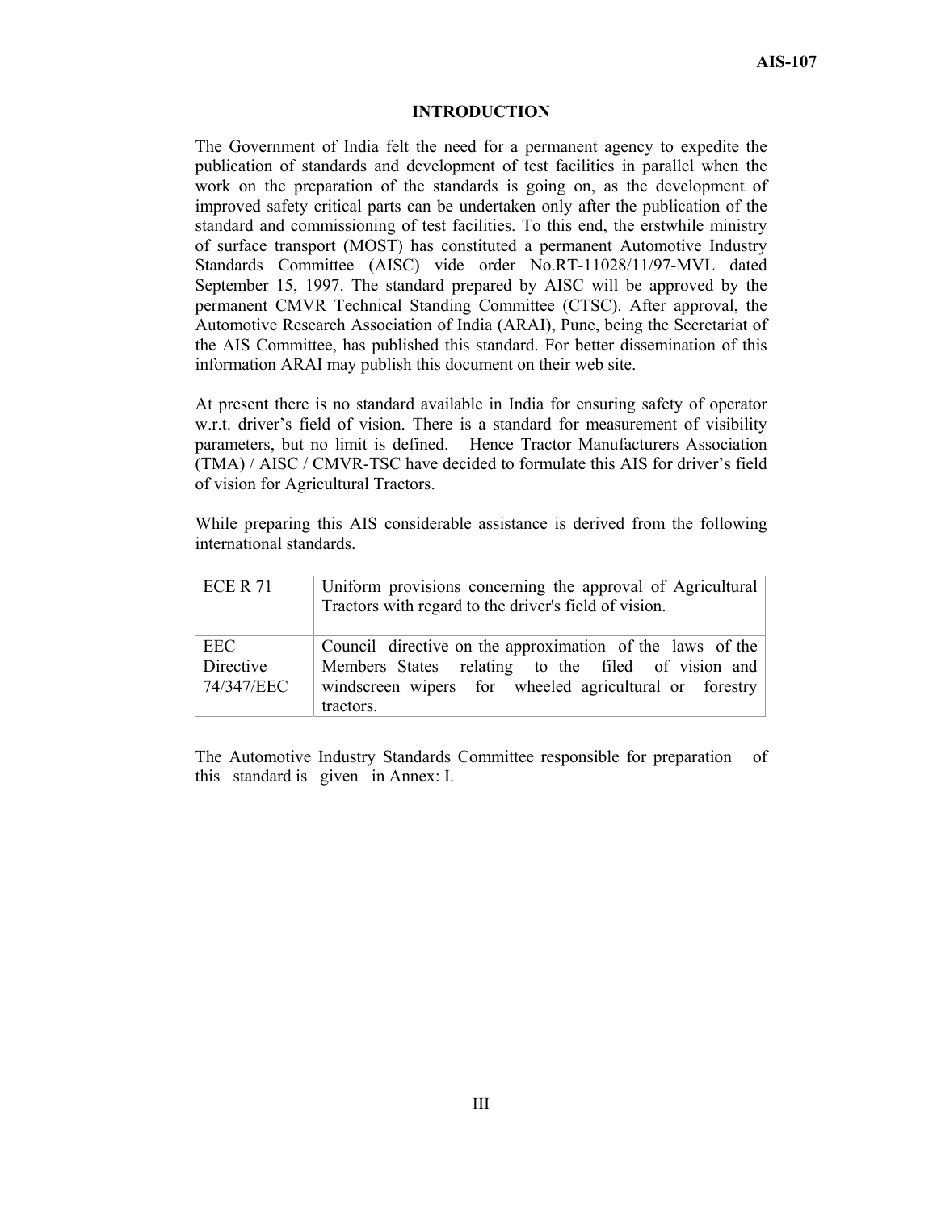# INTRODUCTION

The Government of India felt the need for a permanent agency to expedite the publication of standards and development of test facilities in parallel when the work on the preparation of the standards is going on, as the development of improved safety critical parts can be undertaken only after the publication of the standard and commissioning of test facilities. To this end, the erstwhile ministry of surface transport (MOST) has constituted a permanent Automotive Industry Standards Committee (AISC) vide order No.RT-11028/11/97-MVL dated September 15, 1997. The standard prepared by AISC will be approved by the permanent CMVR Technical Standing Committee (CTSC). After approval, the Automotive Research Association of India (ARAI), Pune, being the Secretariat of the AIS Committee, has published this standard. For better dissemination of this information ARAI may publish this document on their web site.

At present there is no standard available in India for ensuring safety of operator w.r.t. driver's field of vision. There is a standard for measurement of visibility parameters, but no limit is defined. Hence Tractor Manufacturers Association (TMA) / AISC / CMVR-TSC have decided to formulate this AIS for driver's field of vision for Agricultural Tractors.

While preparing this AIS considerable assistance is derived from the following international standards.

| | |
|---|---|
| ECE R 71 | Uniform provisions concerning the approval of Agricultural Tractors with regard to the driver's field of vision. |
| EEC Directive 74/347/EEC | Council directive on the approximation of the laws of the Members States relating to the filed of vision and windscreen wipers for wheeled agricultural or forestry tractors. |

The Automotive Industry Standards Committee responsible for preparation of this standard is given in Annex: I.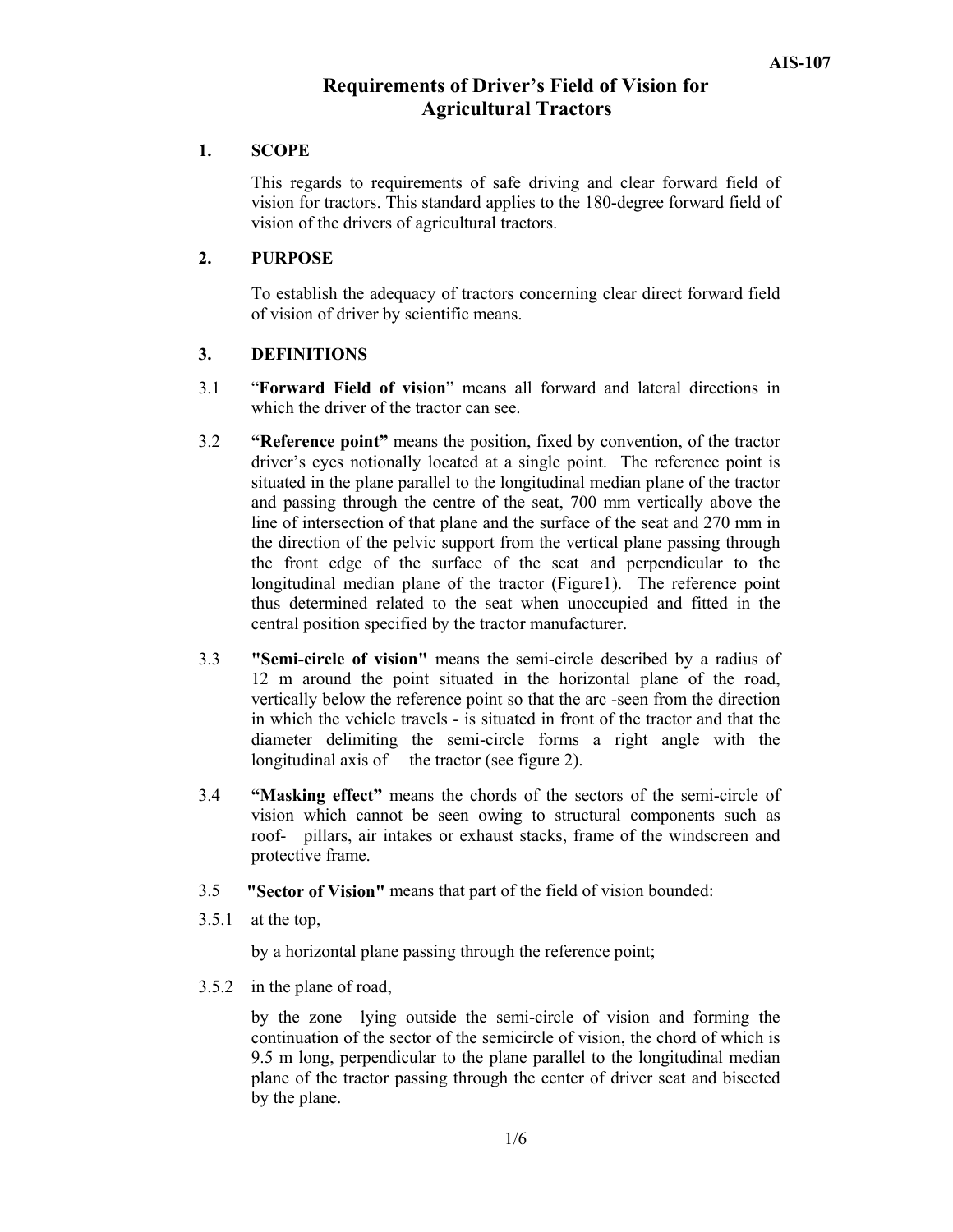# Requirements of Driver's Field of Vision for Agricultural Tractors

## 1. SCOPE

This regards to requirements of safe driving and clear forward field of vision for tractors. This standard applies to the 180-degree forward field of vision of the drivers of agricultural tractors.

## 2. PURPOSE

To establish the adequacy of tractors concerning clear direct forward field of vision of driver by scientific means.

## 3. DEFINITIONS

3.1 "**Forward Field of vision**" means all forward and lateral directions in which the driver of the tractor can see.

3.2 **"Reference point"** means the position, fixed by convention, of the tractor driver's eyes notionally located at a single point. The reference point is situated in the plane parallel to the longitudinal median plane of the tractor and passing through the centre of the seat, 700 mm vertically above the line of intersection of that plane and the surface of the seat and 270 mm in the direction of the pelvic support from the vertical plane passing through the front edge of the surface of the seat and perpendicular to the longitudinal median plane of the tractor (Figure1). The reference point thus determined related to the seat when unoccupied and fitted in the central position specified by the tractor manufacturer.

3.3 **"Semi-circle of vision"** means the semi-circle described by a radius of 12 m around the point situated in the horizontal plane of the road, vertically below the reference point so that the arc -seen from the direction in which the vehicle travels - is situated in front of the tractor and that the diameter delimiting the semi-circle forms a right angle with the longitudinal axis of the tractor (see figure 2).

3.4 **"Masking effect"** means the chords of the sectors of the semi-circle of vision which cannot be seen owing to structural components such as roof- pillars, air intakes or exhaust stacks, frame of the windscreen and protective frame.

3.5 **"Sector of Vision"** means that part of the field of vision bounded:

3.5.1 at the top,

by a horizontal plane passing through the reference point;

3.5.2 in the plane of road,

by the zone lying outside the semi-circle of vision and forming the continuation of the sector of the semicircle of vision, the chord of which is 9.5 m long, perpendicular to the plane parallel to the longitudinal median plane of the tractor passing through the center of driver seat and bisected by the plane.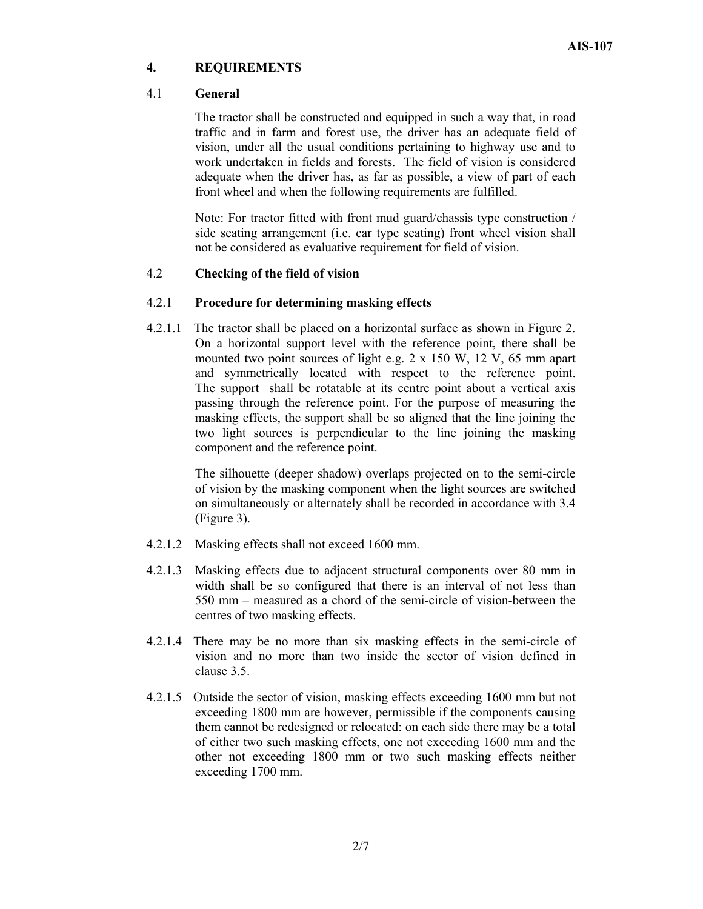## 4. REQUIREMENTS

### 4.1 General

The tractor shall be constructed and equipped in such a way that, in road traffic and in farm and forest use, the driver has an adequate field of vision, under all the usual conditions pertaining to highway use and to work undertaken in fields and forests. The field of vision is considered adequate when the driver has, as far as possible, a view of part of each front wheel and when the following requirements are fulfilled.

Note: For tractor fitted with front mud guard/chassis type construction / side seating arrangement (i.e. car type seating) front wheel vision shall not be considered as evaluative requirement for field of vision.

### 4.2 Checking of the field of vision

#### 4.2.1 Procedure for determining masking effects

4.2.1.1 The tractor shall be placed on a horizontal surface as shown in Figure 2. On a horizontal support level with the reference point, there shall be mounted two point sources of light e.g. 2 x 150 W, 12 V, 65 mm apart and symmetrically located with respect to the reference point. The support shall be rotatable at its centre point about a vertical axis passing through the reference point. For the purpose of measuring the masking effects, the support shall be so aligned that the line joining the two light sources is perpendicular to the line joining the masking component and the reference point.

The silhouette (deeper shadow) overlaps projected on to the semi-circle of vision by the masking component when the light sources are switched on simultaneously or alternately shall be recorded in accordance with 3.4 (Figure 3).

4.2.1.2 Masking effects shall not exceed 1600 mm.

4.2.1.3 Masking effects due to adjacent structural components over 80 mm in width shall be so configured that there is an interval of not less than 550 mm – measured as a chord of the semi-circle of vision-between the centres of two masking effects.

4.2.1.4 There may be no more than six masking effects in the semi-circle of vision and no more than two inside the sector of vision defined in clause 3.5.

4.2.1.5 Outside the sector of vision, masking effects exceeding 1600 mm but not exceeding 1800 mm are however, permissible if the components causing them cannot be redesigned or relocated: on each side there may be a total of either two such masking effects, one not exceeding 1600 mm and the other not exceeding 1800 mm or two such masking effects neither exceeding 1700 mm.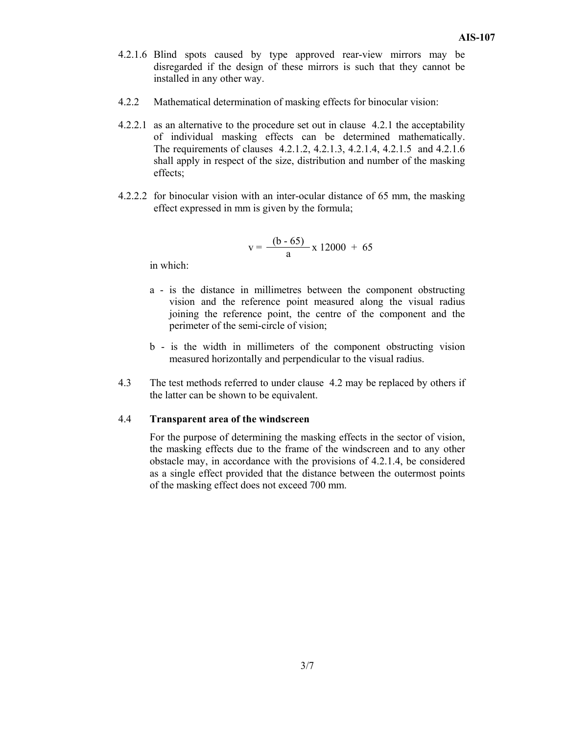4.2.1.6 Blind spots caused by type approved rear-view mirrors may be disregarded if the design of these mirrors is such that they cannot be installed in any other way.

4.2.2 Mathematical determination of masking effects for binocular vision:

4.2.2.1 as an alternative to the procedure set out in clause 4.2.1 the acceptability of individual masking effects can be determined mathematically. The requirements of clauses 4.2.1.2, 4.2.1.3, 4.2.1.4, 4.2.1.5 and 4.2.1.6 shall apply in respect of the size, distribution and number of the masking effects;

4.2.2.2 for binocular vision with an inter-ocular distance of 65 mm, the masking effect expressed in mm is given by the formula;

$$v = \frac{(b - 65)}{a} \times 12000 + 65$$

in which:

a - is the distance in millimetres between the component obstructing vision and the reference point measured along the visual radius joining the reference point, the centre of the component and the perimeter of the semi-circle of vision;

b - is the width in millimeters of the component obstructing vision measured horizontally and perpendicular to the visual radius.

4.3 The test methods referred to under clause 4.2 may be replaced by others if the latter can be shown to be equivalent.

4.4 **Transparent area of the windscreen**

For the purpose of determining the masking effects in the sector of vision, the masking effects due to the frame of the windscreen and to any other obstacle may, in accordance with the provisions of 4.2.1.4, be considered as a single effect provided that the distance between the outermost points of the masking effect does not exceed 700 mm.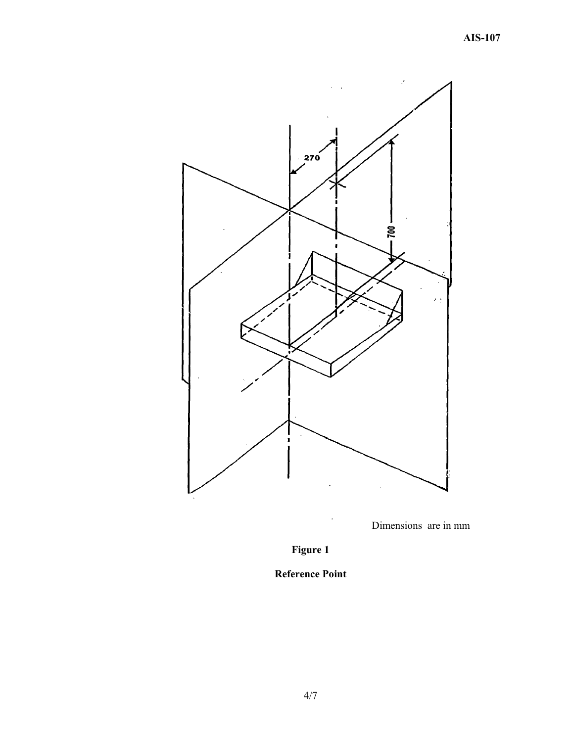270

700

Dimensions are in mm

**Figure 1**

**Reference Point**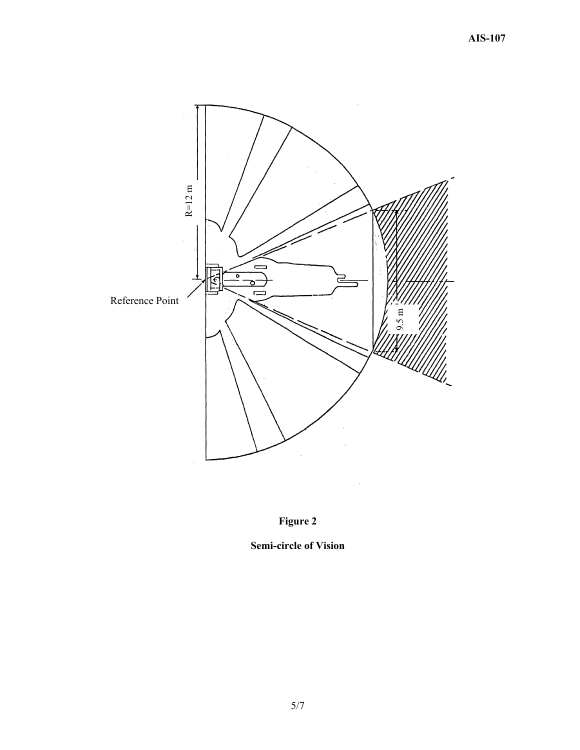R=12 m

Reference Point

9.5 m

**Figure 2**

**Semi-circle of Vision**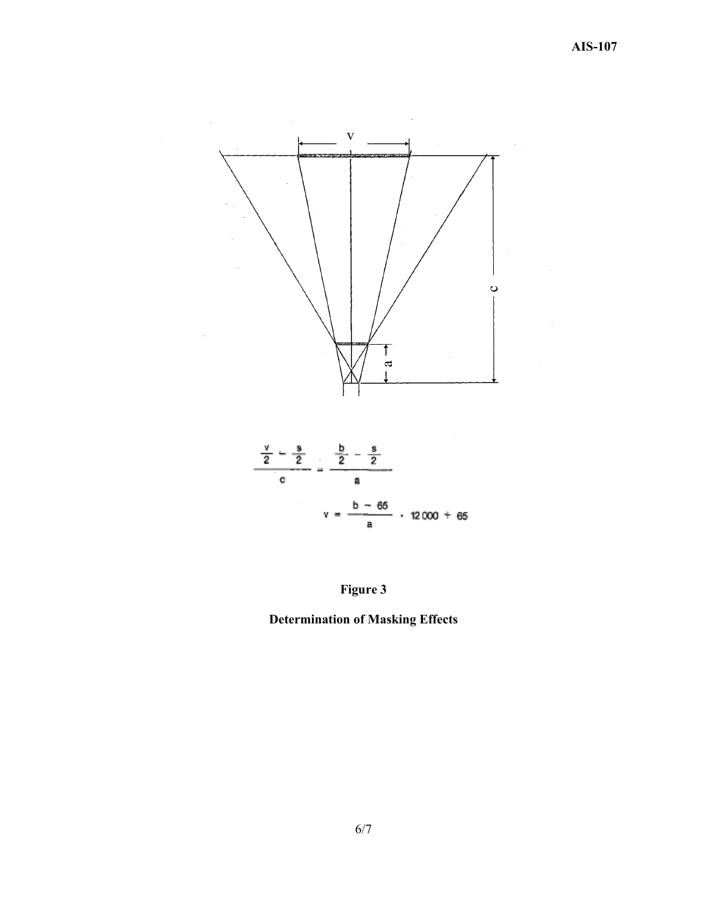v

c

a

$$\frac{\frac{v}{2} - \frac{s}{2}}{c} = \frac{\frac{b}{2} - \frac{s}{2}}{a}$$

$$v = \frac{b - 65}{a} \cdot 12000 + 65$$

**Figure 3**

**Determination of Masking Effects**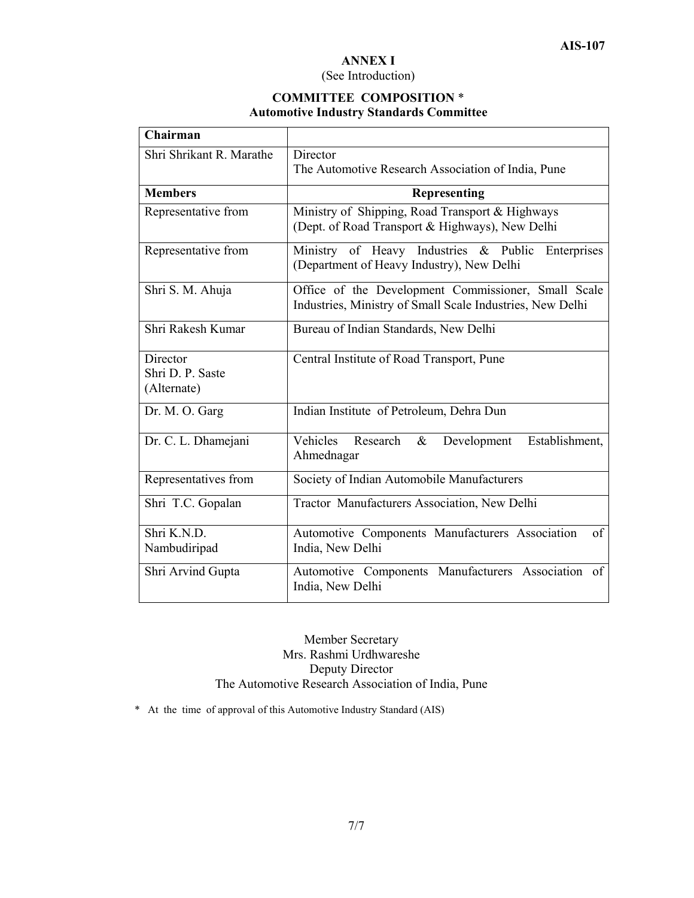## ANNEX I

(See Introduction)

### COMMITTEE COMPOSITION *
### Automotive Industry Standards Committee

| **Chairman** | |
|---|---|
| Shri Shrikant R. Marathe | Director<br>The Automotive Research Association of India, Pune |
| **Members** | **Representing** |
| Representative from | Ministry of Shipping, Road Transport & Highways (Dept. of Road Transport & Highways), New Delhi |
| Representative from | Ministry of Heavy Industries & Public Enterprises (Department of Heavy Industry), New Delhi |
| Shri S. M. Ahuja | Office of the Development Commissioner, Small Scale Industries, Ministry of Small Scale Industries, New Delhi |
| Shri Rakesh Kumar | Bureau of Indian Standards, New Delhi |
| Director<br>Shri D. P. Saste (Alternate) | Central Institute of Road Transport, Pune |
| Dr. M. O. Garg | Indian Institute of Petroleum, Dehra Dun |
| Dr. C. L. Dhamejani | Vehicles Research & Development Establishment, Ahmednagar |
| Representatives from | Society of Indian Automobile Manufacturers |
| Shri T.C. Gopalan | Tractor Manufacturers Association, New Delhi |
| Shri K.N.D. Nambudiripad | Automotive Components Manufacturers Association of India, New Delhi |
| Shri Arvind Gupta | Automotive Components Manufacturers Association of India, New Delhi |

Member Secretary
Mrs. Rashmi Urdhwareshe
Deputy Director
The Automotive Research Association of India, Pune

\* At the time of approval of this Automotive Industry Standard (AIS)